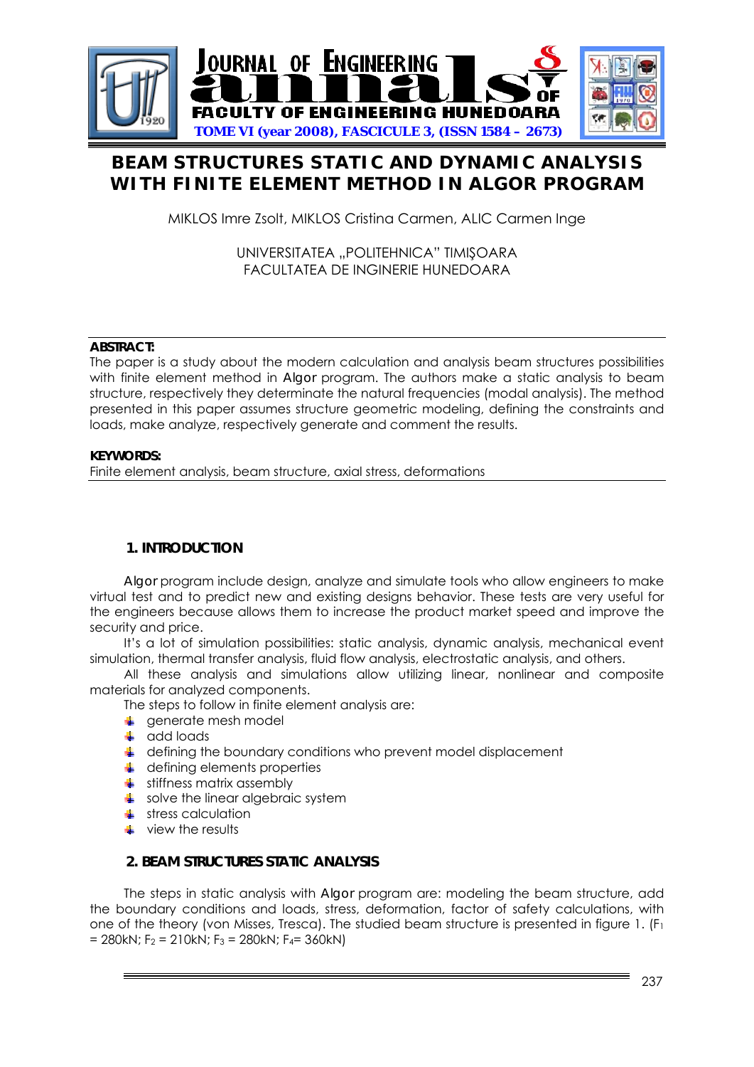# BEAM STRUCTURES STATIC AND DYNAMIC ANALYSIS WITH FINITE ELEMENT METHOD IN ALGOR PROGRAM

MIKLOS Imre Zsolt, MIKLOS Cristina Carmen, ALIC Carmen Inge

UNIVERSITATEA „POLITEHNICA" TIMIŞOARA
FACULTATEA DE INGINERIE HUNEDOARA

**ABSTRACT:**
The paper is a study about the modern calculation and analysis beam structures possibilities with finite element method in Algor program. The authors make a static analysis to beam structure, respectively they determinate the natural frequencies (modal analysis). The method presented in this paper assumes structure geometric modeling, defining the constraints and loads, make analyze, respectively generate and comment the results.

**KEYWORDS:**
Finite element analysis, beam structure, axial stress, deformations

## 1. INTRODUCTION

Algor program include design, analyze and simulate tools who allow engineers to make virtual test and to predict new and existing designs behavior. These tests are very useful for the engineers because allows them to increase the product market speed and improve the security and price.

It's a lot of simulation possibilities: static analysis, dynamic analysis, mechanical event simulation, thermal transfer analysis, fluid flow analysis, electrostatic analysis, and others.

All these analysis and simulations allow utilizing linear, nonlinear and composite materials for analyzed components.

The steps to follow in finite element analysis are:

- generate mesh model
- add loads
- defining the boundary conditions who prevent model displacement
- defining elements properties
- stiffness matrix assembly
- solve the linear algebraic system
- stress calculation
- view the results

## 2. BEAM STRUCTURES STATIC ANALYSIS

The steps in static analysis with Algor program are: modeling the beam structure, add the boundary conditions and loads, stress, deformation, factor of safety calculations, with one of the theory (von Misses, Tresca). The studied beam structure is presented in figure 1. ($F_1$ = 280kN; $F_2$ = 210kN; $F_3$ = 280kN; $F_4$= 360kN)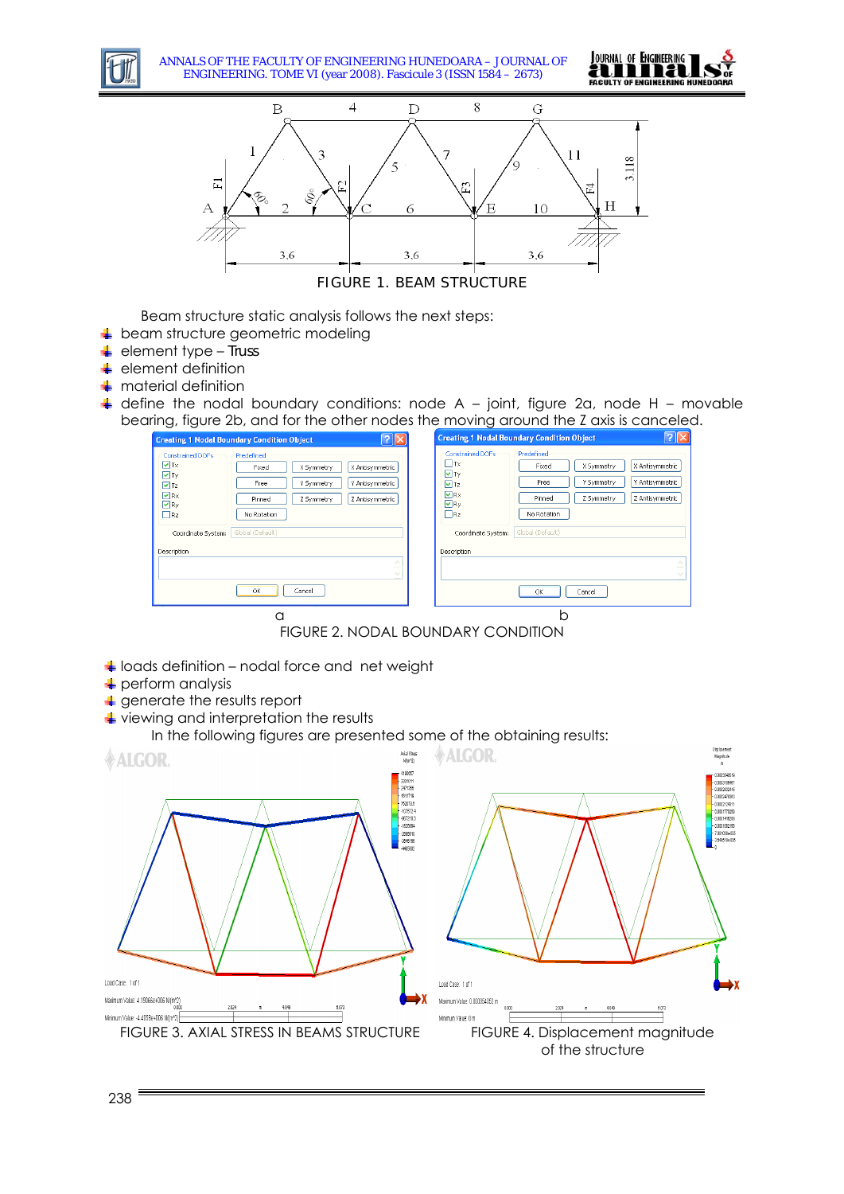FIGURE 1. BEAM STRUCTURE

Beam structure static analysis follows the next steps:

- beam structure geometric modeling
- element type – Truss
- element definition
- material definition
- define the nodal boundary conditions: node A – joint, figure 2a, node H – movable bearing, figure 2b, and for the other nodes the moving around the Z axis is canceled.

a b

FIGURE 2. NODAL BOUNDARY CONDITION

- loads definition – nodal force and net weight
- perform analysis
- generate the results report
- viewing and interpretation the results

In the following figures are presented some of the obtaining results:

FIGURE 3. AXIAL STRESS IN BEAMS STRUCTURE

FIGURE 4. Displacement magnitude of the structure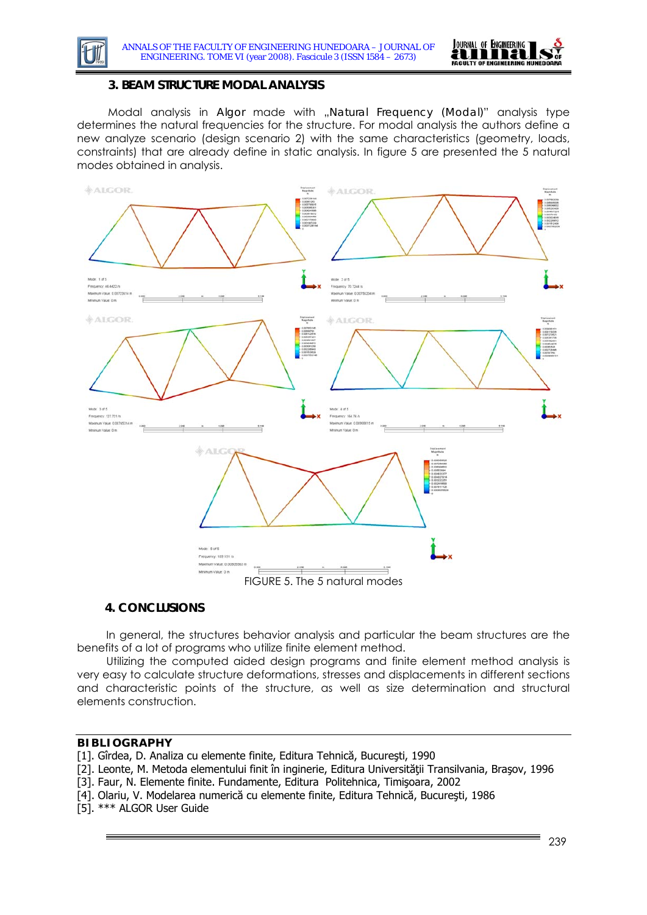## 3. BEAM STRUCTURE MODAL ANALYSIS

Modal analysis in Algor made with „Natural Frequency (Modal)" analysis type determines the natural frequencies for the structure. For modal analysis the authors define a new analyze scenario (design scenario 2) with the same characteristics (geometry, loads, constraints) that are already define in static analysis. In figure 5 are presented the 5 natural modes obtained in analysis.

FIGURE 5. The 5 natural modes

## 4. CONCLUSIONS

In general, the structures behavior analysis and particular the beam structures are the benefits of a lot of programs who utilize finite element method.

Utilizing the computed aided design programs and finite element method analysis is very easy to calculate structure deformations, stresses and displacements in different sections and characteristic points of the structure, as well as size determination and structural elements construction.

## BIBLIOGRAPHY

[1]. Gîrdea, D. Analiza cu elemente finite, Editura Tehnică, Bucureşti, 1990
[2]. Leonte, M. Metoda elementului finit în inginerie, Editura Universităţii Transilvania, Braşov, 1996
[3]. Faur, N. Elemente finite. Fundamente, Editura Politehnica, Timişoara, 2002
[4]. Olariu, V. Modelarea numerică cu elemente finite, Editura Tehnică, Bucureşti, 1986
[5]. *** ALGOR User Guide